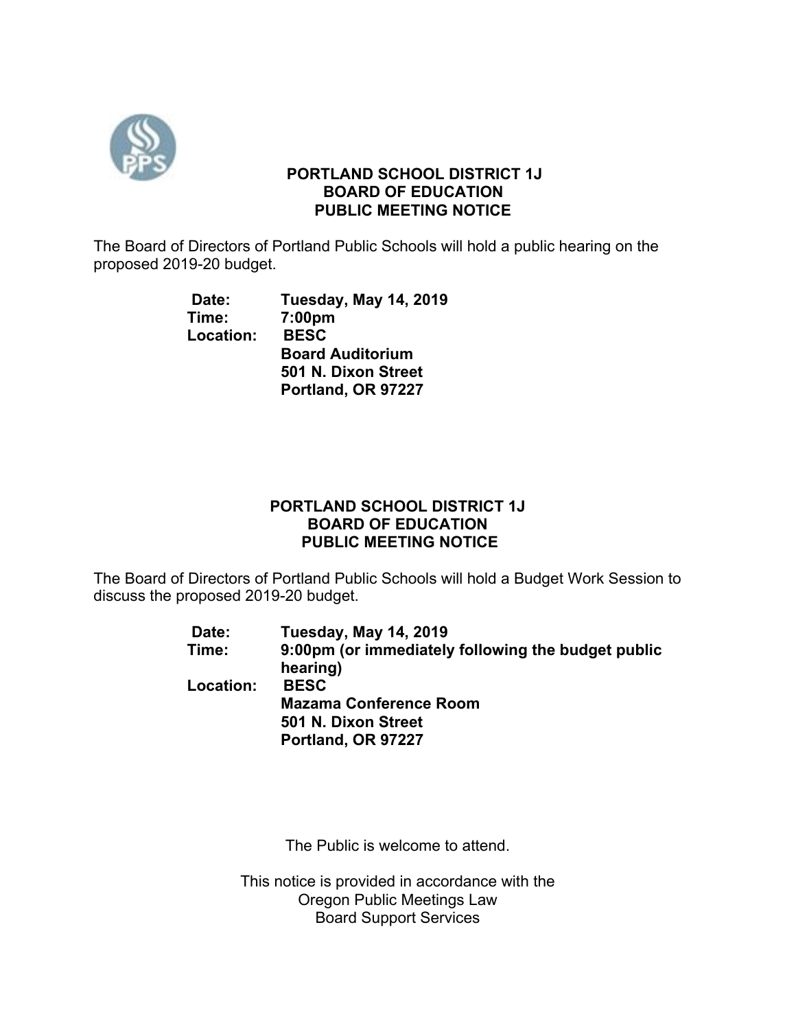**PORTLAND SCHOOL DISTRICT 1J**
**BOARD OF EDUCATION**
**PUBLIC MEETING NOTICE**

The Board of Directors of Portland Public Schools will hold a public hearing on the proposed 2019-20 budget.

**Date:** **Tuesday, May 14, 2019**
**Time:** **7:00pm**
**Location:** **BESC**
**Board Auditorium**
**501 N. Dixon Street**
**Portland, OR 97227**

**PORTLAND SCHOOL DISTRICT 1J**
**BOARD OF EDUCATION**
**PUBLIC MEETING NOTICE**

The Board of Directors of Portland Public Schools will hold a Budget Work Session to discuss the proposed 2019-20 budget.

**Date:** **Tuesday, May 14, 2019**
**Time:** **9:00pm (or immediately following the budget public hearing)**
**Location:** **BESC**
**Mazama Conference Room**
**501 N. Dixon Street**
**Portland, OR 97227**

The Public is welcome to attend.

This notice is provided in accordance with the
Oregon Public Meetings Law
Board Support Services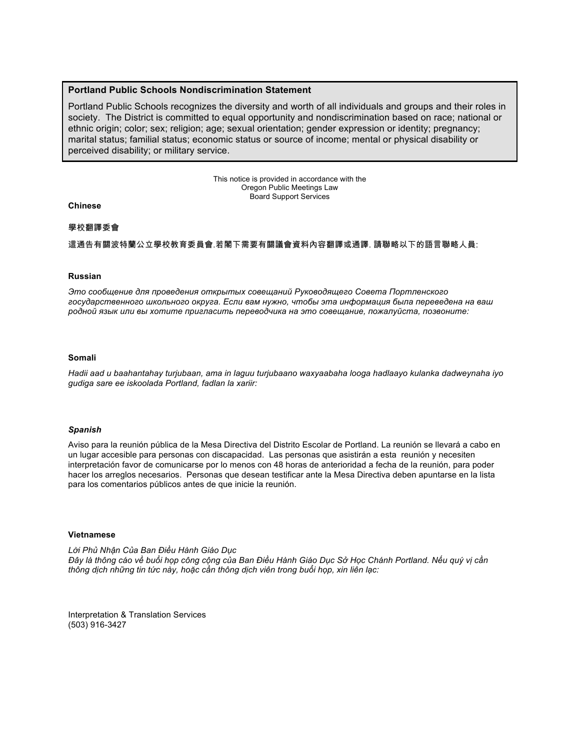**Portland Public Schools Nondiscrimination Statement**

Portland Public Schools recognizes the diversity and worth of all individuals and groups and their roles in society. The District is committed to equal opportunity and nondiscrimination based on race; national or ethnic origin; color; sex; religion; age; sexual orientation; gender expression or identity; pregnancy; marital status; familial status; economic status or source of income; mental or physical disability or perceived disability; or military service.

This notice is provided in accordance with the
Oregon Public Meetings Law
Board Support Services

**Chinese**

學校翻譯委會

這通告有關波特蘭公立學校教育委員會.若閣下需要有關議會資料內容翻譯或通譯. 請聯略以下的語言聯略人員:

**Russian**

*Это сообщение для проведения открытых совещаний Руководящего Совета Портленского государственного школьного округа. Если вам нужно, чтобы эта информация была переведена на ваш родной язык или вы хотите пригласить переводчика на это совещание, пожалуйста, позвоните:*

**Somali**

*Hadii aad u baahantahay turjubaan, ama in laguu turjubaano waxyaabaha looga hadlaayo kulanka dadweynaha iyo gudiga sare ee iskoolada Portland, fadlan la xariir:*

***Spanish***

Aviso para la reunión pública de la Mesa Directiva del Distrito Escolar de Portland. La reunión se llevará a cabo en un lugar accesible para personas con discapacidad. Las personas que asistirán a esta reunión y necesiten interpretación favor de comunicarse por lo menos con 48 horas de anterioridad a fecha de la reunión, para poder hacer los arreglos necesarios. Personas que desean testificar ante la Mesa Directiva deben apuntarse en la lista para los comentarios públicos antes de que inicie la reunión.

**Vietnamese**

*Lời Phủ Nhận Của Ban Điều Hành Giáo Dục*
*Đây là thông cáo về buổi họp công cộng của Ban Điều Hành Giáo Dục Sở Học Chánh Portland. Nếu quý vị cần thông dịch những tin tức này, hoặc cần thông dịch viên trong buổi họp, xin liên lạc:*

Interpretation & Translation Services
(503) 916-3427